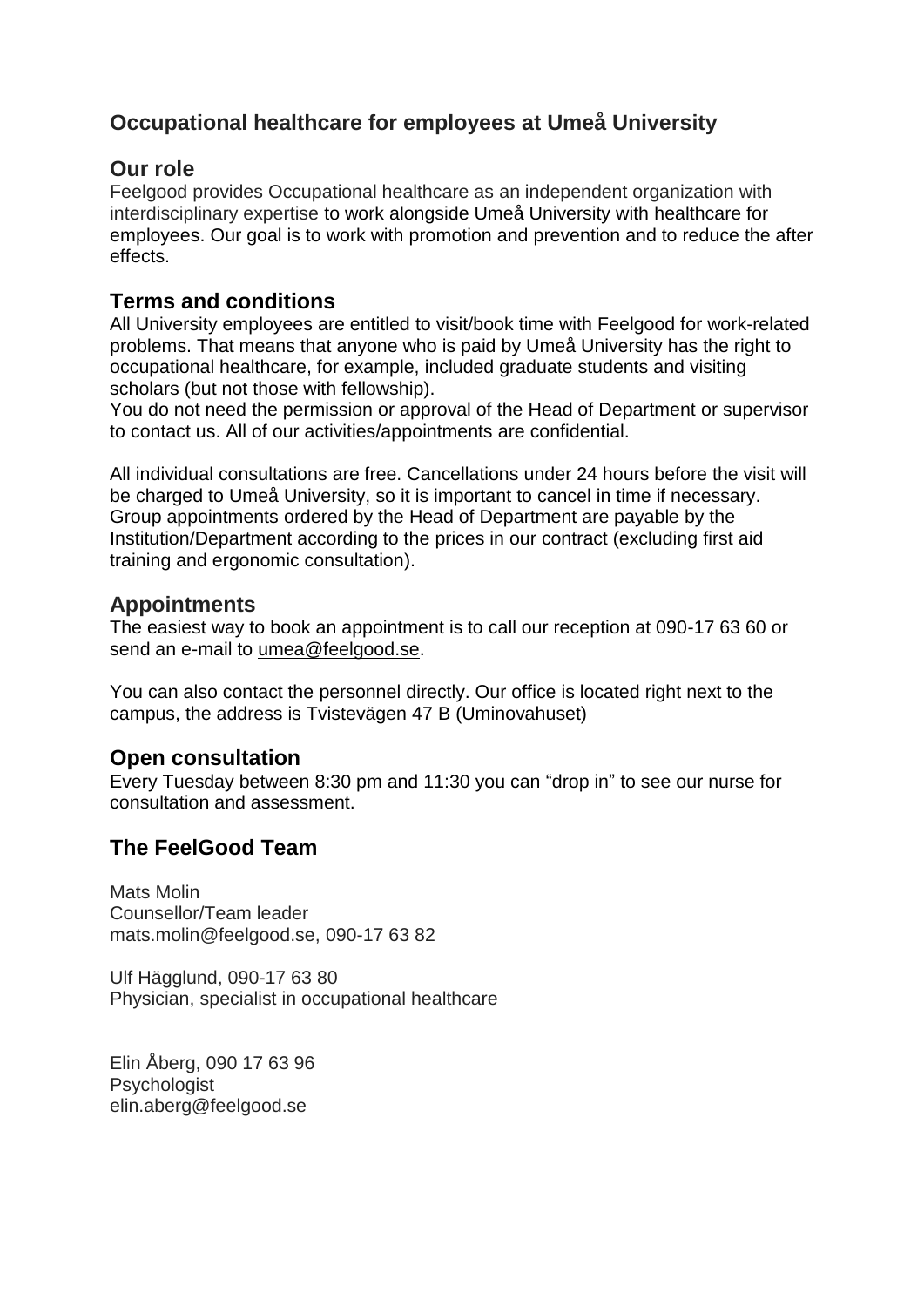## Occupational healthcare for employees at Umeå University

### Our role

Feelgood provides Occupational healthcare as an independent organization with interdisciplinary expertise to work alongside Umeå University with healthcare for employees. Our goal is to work with promotion and prevention and to reduce the after effects.

### Terms and conditions

All University employees are entitled to visit/book time with Feelgood for work-related problems. That means that anyone who is paid by Umeå University has the right to occupational healthcare, for example, included graduate students and visiting scholars (but not those with fellowship).
You do not need the permission or approval of the Head of Department or supervisor to contact us. All of our activities/appointments are confidential.

All individual consultations are free. Cancellations under 24 hours before the visit will be charged to Umeå University, so it is important to cancel in time if necessary. Group appointments ordered by the Head of Department are payable by the Institution/Department according to the prices in our contract (excluding first aid training and ergonomic consultation).

### Appointments

The easiest way to book an appointment is to call our reception at 090-17 63 60 or send an e-mail to umea@feelgood.se.

You can also contact the personnel directly. Our office is located right next to the campus, the address is Tvistevägen 47 B (Uminovahuset)

### Open consultation

Every Tuesday between 8:30 pm and 11:30 you can “drop in” to see our nurse for consultation and assessment.

### The FeelGood Team

Mats Molin
Counsellor/Team leader
mats.molin@feelgood.se, 090-17 63 82

Ulf Hägglund, 090-17 63 80
Physician, specialist in occupational healthcare

Elin Åberg, 090 17 63 96
Psychologist
elin.aberg@feelgood.se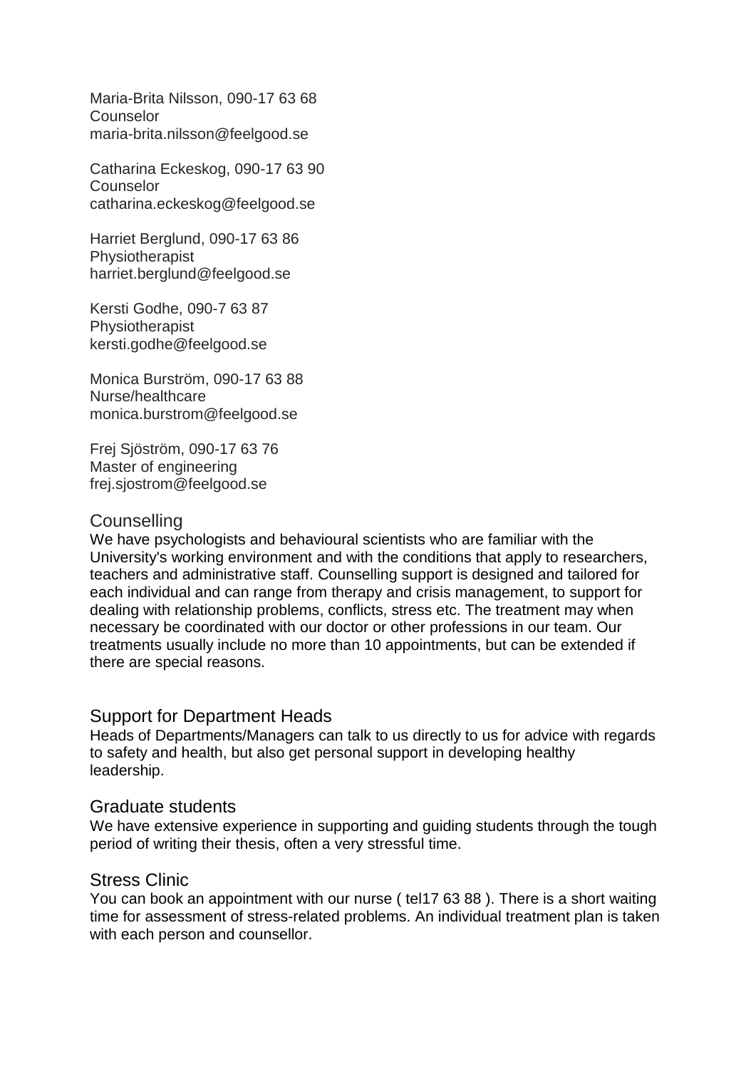Maria-Brita Nilsson, 090-17 63 68  
Counselor  
maria-brita.nilsson@feelgood.se

Catharina Eckeskog, 090-17 63 90  
Counselor  
catharina.eckeskog@feelgood.se

Harriet Berglund, 090-17 63 86  
Physiotherapist  
harriet.berglund@feelgood.se

Kersti Godhe, 090-7 63 87  
Physiotherapist  
kersti.godhe@feelgood.se

Monica Burström, 090-17 63 88  
Nurse/healthcare  
monica.burstrom@feelgood.se

Frej Sjöström, 090-17 63 76  
Master of engineering  
frej.sjostrom@feelgood.se

## Counselling

We have psychologists and behavioural scientists who are familiar with the University's working environment and with the conditions that apply to researchers, teachers and administrative staff. Counselling support is designed and tailored for each individual and can range from therapy and crisis management, to support for dealing with relationship problems, conflicts, stress etc. The treatment may when necessary be coordinated with our doctor or other professions in our team. Our treatments usually include no more than 10 appointments, but can be extended if there are special reasons.

## Support for Department Heads

Heads of Departments/Managers can talk to us directly to us for advice with regards to safety and health, but also get personal support in developing healthy leadership.

## Graduate students

We have extensive experience in supporting and guiding students through the tough period of writing their thesis, often a very stressful time.

## Stress Clinic

You can book an appointment with our nurse ( tel17 63 88 ). There is a short waiting time for assessment of stress-related problems. An individual treatment plan is taken with each person and counsellor.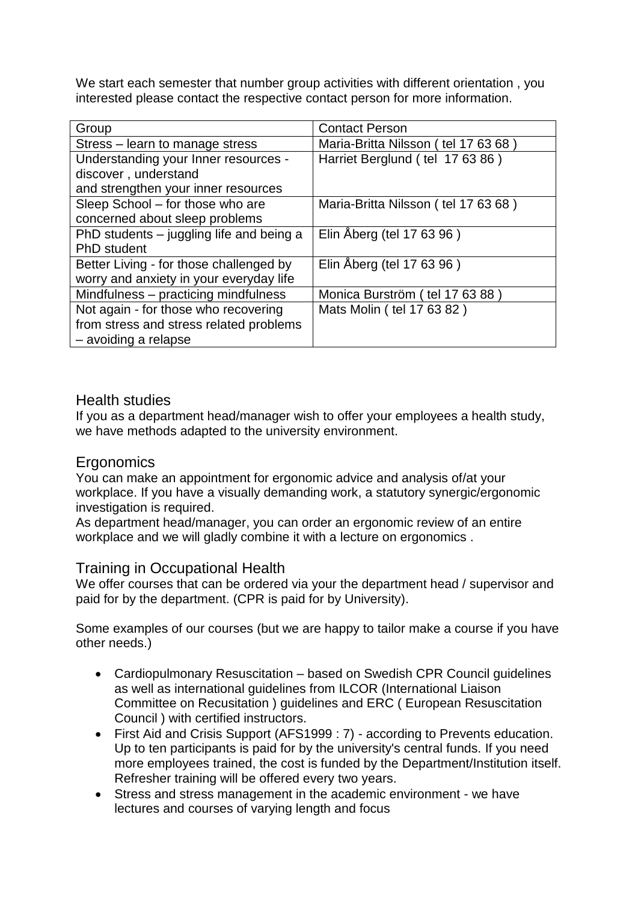We start each semester that number group activities with different orientation , you interested please contact the respective contact person for more information.

| Group | Contact Person |
|---|---|
| Stress – learn to manage stress | Maria-Britta Nilsson ( tel 17 63 68 ) |
| Understanding your Inner resources - discover , understand and strengthen your inner resources | Harriet Berglund ( tel 17 63 86 ) |
| Sleep School – for those who are concerned about sleep problems | Maria-Britta Nilsson ( tel 17 63 68 ) |
| PhD students – juggling life and being a PhD student | Elin Åberg (tel 17 63 96 ) |
| Better Living - for those challenged by worry and anxiety in your everyday life | Elin Åberg (tel 17 63 96 ) |
| Mindfulness – practicing mindfulness | Monica Burström ( tel 17 63 88 ) |
| Not again - for those who recovering from stress and stress related problems – avoiding a relapse | Mats Molin ( tel 17 63 82 ) |

## Health studies

If you as a department head/manager wish to offer your employees a health study, we have methods adapted to the university environment.

## Ergonomics

You can make an appointment for ergonomic advice and analysis of/at your workplace. If you have a visually demanding work, a statutory synergic/ergonomic investigation is required.

As department head/manager, you can order an ergonomic review of an entire workplace and we will gladly combine it with a lecture on ergonomics .

## Training in Occupational Health

We offer courses that can be ordered via your the department head / supervisor and paid for by the department. (CPR is paid for by University).

Some examples of our courses (but we are happy to tailor make a course if you have other needs.)

- Cardiopulmonary Resuscitation – based on Swedish CPR Council guidelines as well as international guidelines from ILCOR (International Liaison Committee on Recusitation ) guidelines and ERC ( European Resuscitation Council ) with certified instructors.
- First Aid and Crisis Support (AFS1999 : 7) - according to Prevents education. Up to ten participants is paid for by the university's central funds. If you need more employees trained, the cost is funded by the Department/Institution itself. Refresher training will be offered every two years.
- Stress and stress management in the academic environment - we have lectures and courses of varying length and focus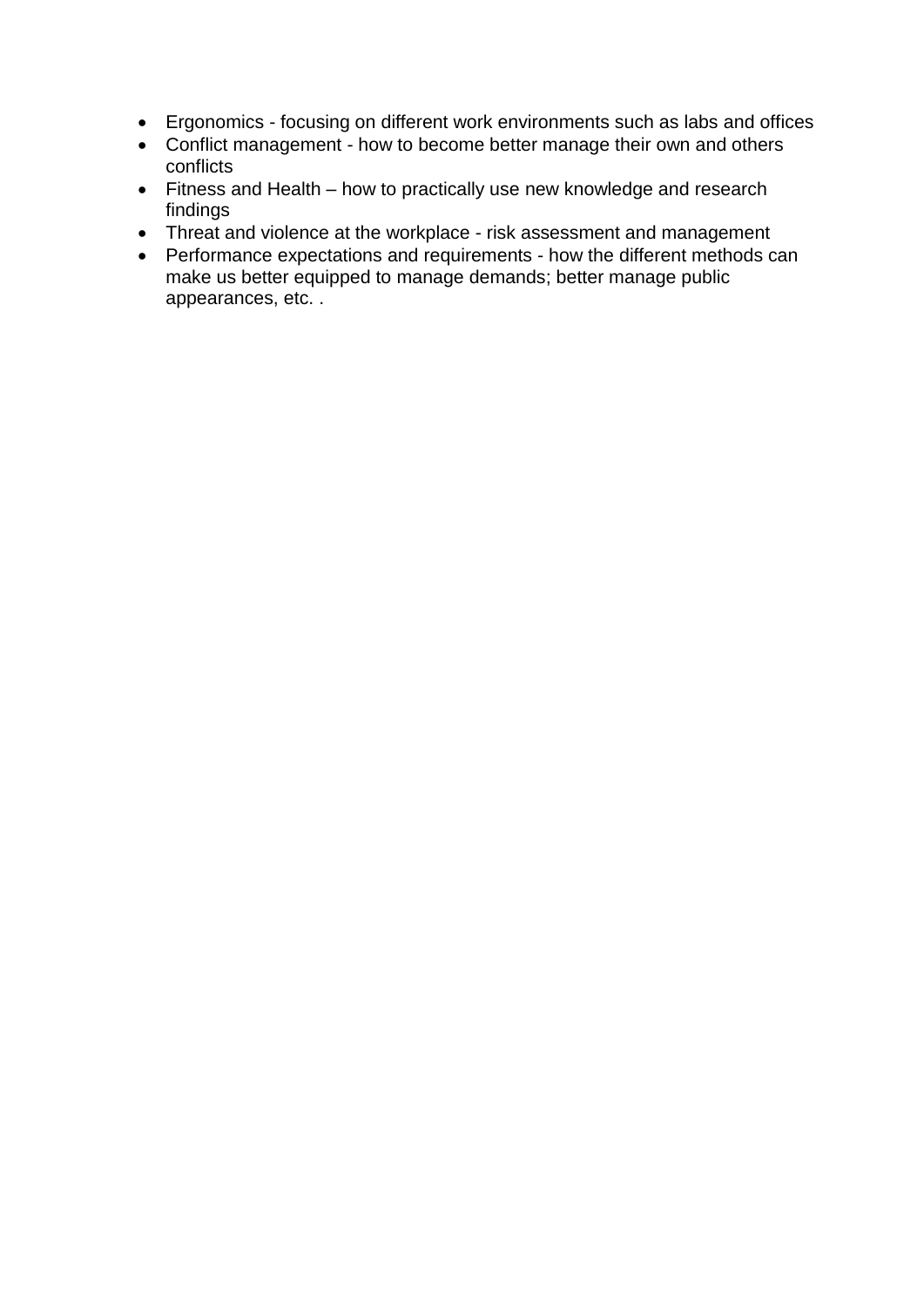- Ergonomics - focusing on different work environments such as labs and offices
- Conflict management - how to become better manage their own and others conflicts
- Fitness and Health – how to practically use new knowledge and research findings
- Threat and violence at the workplace - risk assessment and management
- Performance expectations and requirements - how the different methods can make us better equipped to manage demands; better manage public appearances, etc. .